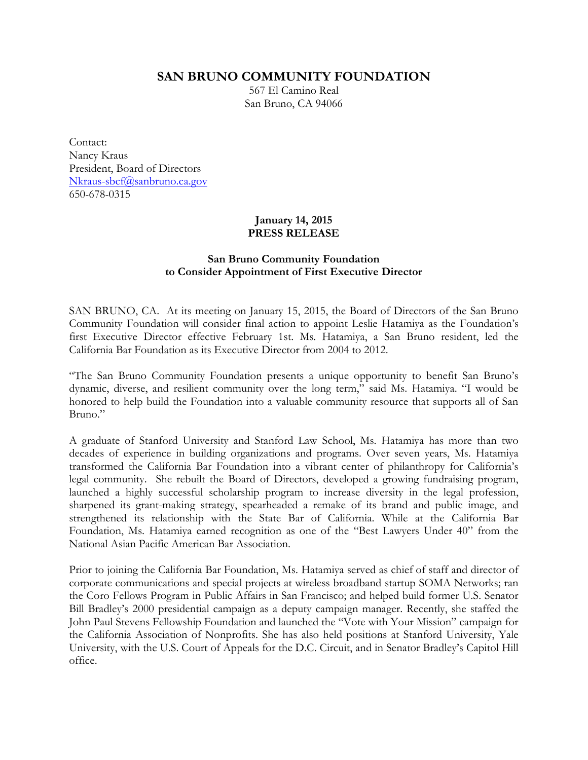# SAN BRUNO COMMUNITY FOUNDATION

567 El Camino Real
San Bruno, CA 94066

Contact:
Nancy Kraus
President, Board of Directors
Nkraus-sbcf@sanbruno.ca.gov
650-678-0315

**January 14, 2015**
**PRESS RELEASE**

**San Bruno Community Foundation to Consider Appointment of First Executive Director**

SAN BRUNO, CA. At its meeting on January 15, 2015, the Board of Directors of the San Bruno Community Foundation will consider final action to appoint Leslie Hatamiya as the Foundation's first Executive Director effective February 1st. Ms. Hatamiya, a San Bruno resident, led the California Bar Foundation as its Executive Director from 2004 to 2012.

"The San Bruno Community Foundation presents a unique opportunity to benefit San Bruno's dynamic, diverse, and resilient community over the long term," said Ms. Hatamiya. "I would be honored to help build the Foundation into a valuable community resource that supports all of San Bruno."

A graduate of Stanford University and Stanford Law School, Ms. Hatamiya has more than two decades of experience in building organizations and programs. Over seven years, Ms. Hatamiya transformed the California Bar Foundation into a vibrant center of philanthropy for California's legal community. She rebuilt the Board of Directors, developed a growing fundraising program, launched a highly successful scholarship program to increase diversity in the legal profession, sharpened its grant-making strategy, spearheaded a remake of its brand and public image, and strengthened its relationship with the State Bar of California. While at the California Bar Foundation, Ms. Hatamiya earned recognition as one of the "Best Lawyers Under 40" from the National Asian Pacific American Bar Association.

Prior to joining the California Bar Foundation, Ms. Hatamiya served as chief of staff and director of corporate communications and special projects at wireless broadband startup SOMA Networks; ran the Coro Fellows Program in Public Affairs in San Francisco; and helped build former U.S. Senator Bill Bradley's 2000 presidential campaign as a deputy campaign manager. Recently, she staffed the John Paul Stevens Fellowship Foundation and launched the "Vote with Your Mission" campaign for the California Association of Nonprofits. She has also held positions at Stanford University, Yale University, with the U.S. Court of Appeals for the D.C. Circuit, and in Senator Bradley's Capitol Hill office.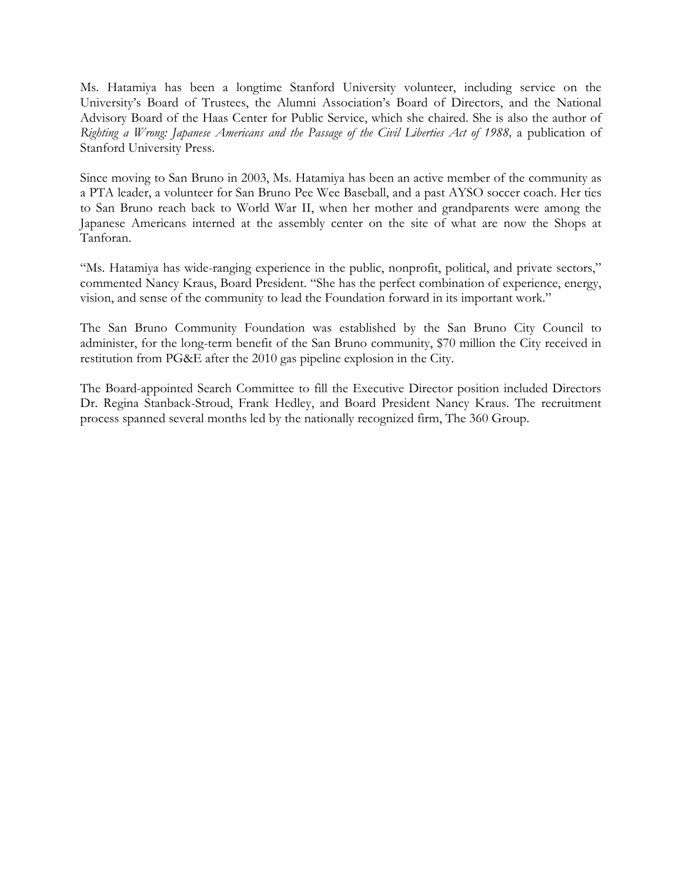Ms. Hatamiya has been a longtime Stanford University volunteer, including service on the University's Board of Trustees, the Alumni Association's Board of Directors, and the National Advisory Board of the Haas Center for Public Service, which she chaired. She is also the author of *Righting a Wrong: Japanese Americans and the Passage of the Civil Liberties Act of 1988,* a publication of Stanford University Press.

Since moving to San Bruno in 2003, Ms. Hatamiya has been an active member of the community as a PTA leader, a volunteer for San Bruno Pee Wee Baseball, and a past AYSO soccer coach. Her ties to San Bruno reach back to World War II, when her mother and grandparents were among the Japanese Americans interned at the assembly center on the site of what are now the Shops at Tanforan.

"Ms. Hatamiya has wide-ranging experience in the public, nonprofit, political, and private sectors," commented Nancy Kraus, Board President. "She has the perfect combination of experience, energy, vision, and sense of the community to lead the Foundation forward in its important work."

The San Bruno Community Foundation was established by the San Bruno City Council to administer, for the long-term benefit of the San Bruno community, $70 million the City received in restitution from PG&E after the 2010 gas pipeline explosion in the City.

The Board-appointed Search Committee to fill the Executive Director position included Directors Dr. Regina Stanback-Stroud, Frank Hedley, and Board President Nancy Kraus. The recruitment process spanned several months led by the nationally recognized firm, The 360 Group.